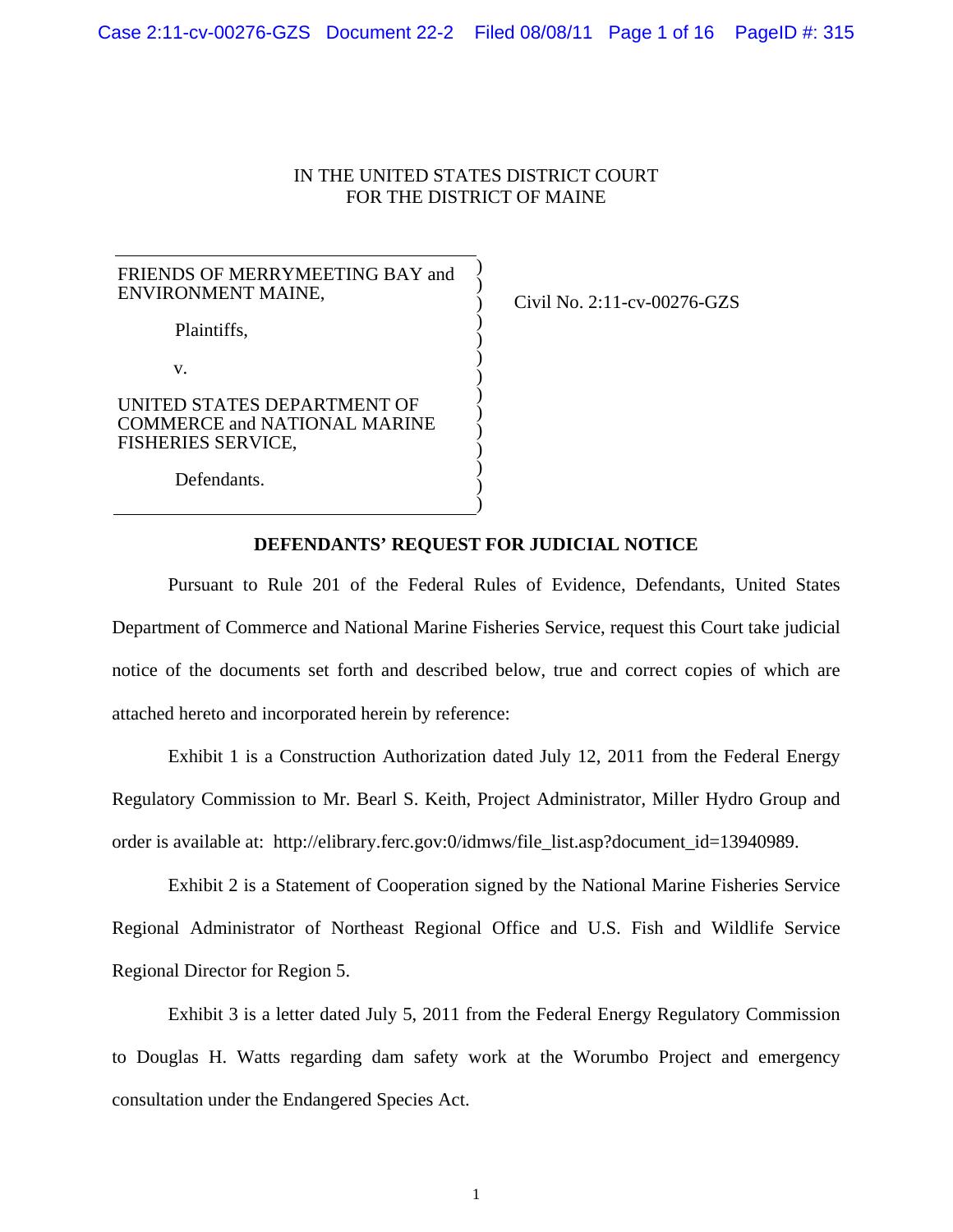IN THE UNITED STATES DISTRICT COURT
FOR THE DISTRICT OF MAINE

| | |
|---|---|
| FRIENDS OF MERRYMEETING BAY and ENVIRONMENT MAINE,<br><br>Plaintiffs,<br><br>v.<br><br>UNITED STATES DEPARTMENT OF COMMERCE and NATIONAL MARINE FISHERIES SERVICE,<br><br>Defendants. | Civil No. 2:11-cv-00276-GZS |

**DEFENDANTS' REQUEST FOR JUDICIAL NOTICE**

Pursuant to Rule 201 of the Federal Rules of Evidence, Defendants, United States Department of Commerce and National Marine Fisheries Service, request this Court take judicial notice of the documents set forth and described below, true and correct copies of which are attached hereto and incorporated herein by reference:

Exhibit 1 is a Construction Authorization dated July 12, 2011 from the Federal Energy Regulatory Commission to Mr. Bearl S. Keith, Project Administrator, Miller Hydro Group and order is available at: http://elibrary.ferc.gov:0/idmws/file_list.asp?document_id=13940989.

Exhibit 2 is a Statement of Cooperation signed by the National Marine Fisheries Service Regional Administrator of Northeast Regional Office and U.S. Fish and Wildlife Service Regional Director for Region 5.

Exhibit 3 is a letter dated July 5, 2011 from the Federal Energy Regulatory Commission to Douglas H. Watts regarding dam safety work at the Worumbo Project and emergency consultation under the Endangered Species Act.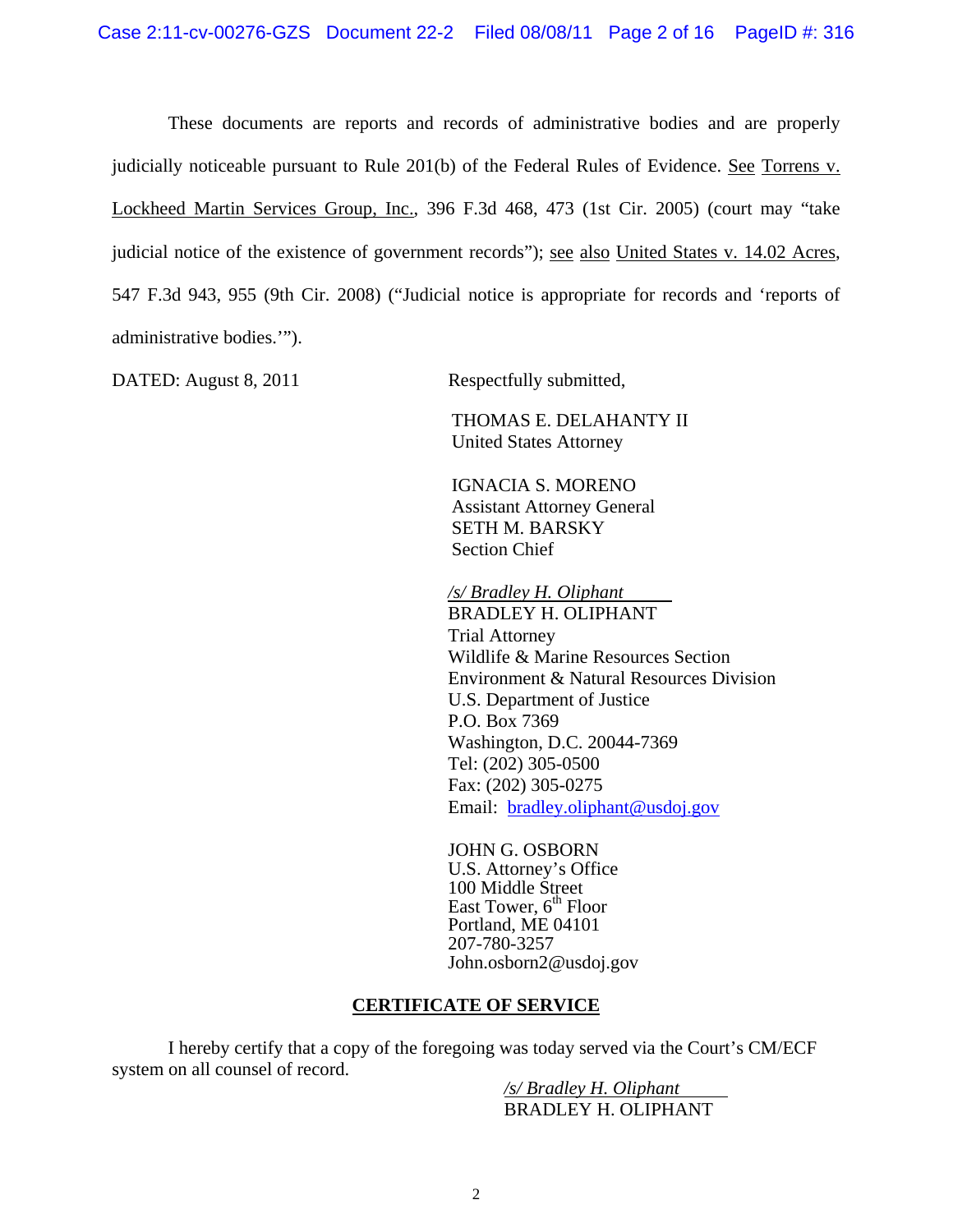These documents are reports and records of administrative bodies and are properly judicially noticeable pursuant to Rule 201(b) of the Federal Rules of Evidence. See Torrens v. Lockheed Martin Services Group, Inc., 396 F.3d 468, 473 (1st Cir. 2005) (court may "take judicial notice of the existence of government records"); see also United States v. 14.02 Acres, 547 F.3d 943, 955 (9th Cir. 2008) ("Judicial notice is appropriate for records and 'reports of administrative bodies.'").

DATED: August 8, 2011

Respectfully submitted,

THOMAS E. DELAHANTY II
United States Attorney

IGNACIA S. MORENO
Assistant Attorney General
SETH M. BARSKY
Section Chief

*/s/ Bradley H. Oliphant*
BRADLEY H. OLIPHANT
Trial Attorney
Wildlife & Marine Resources Section
Environment & Natural Resources Division
U.S. Department of Justice
P.O. Box 7369
Washington, D.C. 20044-7369
Tel: (202) 305-0500
Fax: (202) 305-0275
Email: bradley.oliphant@usdoj.gov

JOHN G. OSBORN
U.S. Attorney's Office
100 Middle Street
East Tower, 6th Floor
Portland, ME 04101
207-780-3257
John.osborn2@usdoj.gov

## CERTIFICATE OF SERVICE

I hereby certify that a copy of the foregoing was today served via the Court's CM/ECF system on all counsel of record.

*/s/ Bradley H. Oliphant*
BRADLEY H. OLIPHANT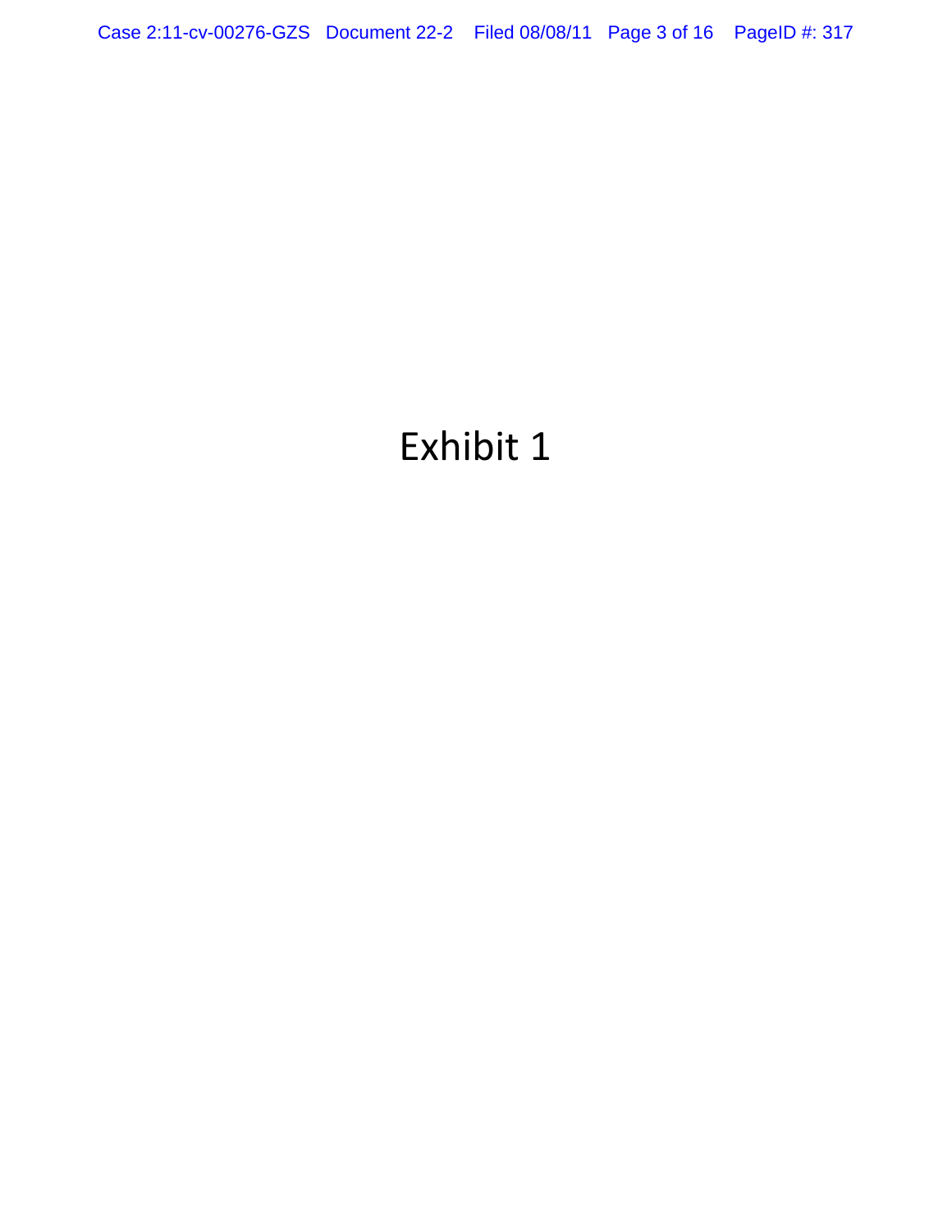# Exhibit 1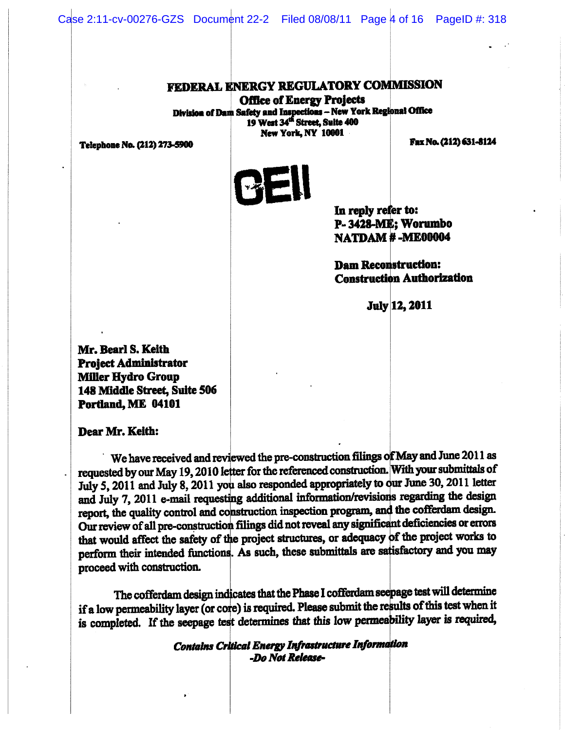**FEDERAL ENERGY REGULATORY COMMISSION**
**Office of Energy Projects**
**Division of Dam Safety and Inspections – New York Regional Office**
**19 West 34th Street, Suite 400**
**New York, NY 10001**

**Telephone No. (212) 273-5900** **Fax No. (212) 631-8124**

**CEII**

**In reply refer to:**
**P- 3428-ME; Worumbo**
**NATDAM # -ME00004**

**Dam Reconstruction:**
**Construction Authorization**

**July 12, 2011**

**Mr. Bearl S. Keith**
**Project Administrator**
**Miller Hydro Group**
**148 Middle Street, Suite 506**
**Portland, ME 04101**

**Dear Mr. Keith:**

We have received and reviewed the pre-construction filings of May and June 2011 as requested by our May 19, 2010 letter for the referenced construction. With your submittals of July 5, 2011 and July 8, 2011 you also responded appropriately to our June 30, 2011 letter and July 7, 2011 e-mail requesting additional information/revisions regarding the design report, the quality control and construction inspection program, and the cofferdam design. Our review of all pre-construction filings did not reveal any significant deficiencies or errors that would affect the safety of the project structures, or adequacy of the project works to perform their intended functions. As such, these submittals are satisfactory and you may proceed with construction.

The cofferdam design indicates that the Phase I cofferdam seepage test will determine if a low permeability layer (or core) is required. Please submit the results of this test when it is completed. If the seepage test determines that this low permeability layer is required,

***Contains Critical Energy Infrastructure Information***
***-Do Not Release-***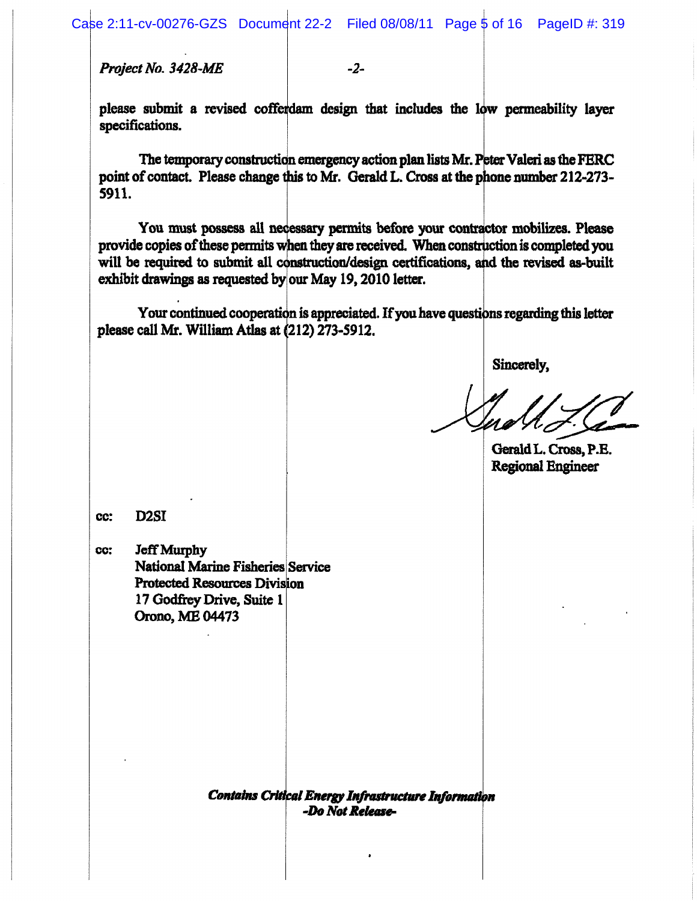*Project No. 3428-ME* -2-

please submit a revised cofferdam design that includes the low permeability layer specifications.

The temporary construction emergency action plan lists Mr. Peter Valeri as the FERC point of contact. Please change this to Mr. Gerald L. Cross at the phone number 212-273-5911.

You must possess all necessary permits before your contractor mobilizes. Please provide copies of these permits when they are received. When construction is completed you will be required to submit all construction/design certifications, and the revised as-built exhibit drawings as requested by our May 19, 2010 letter.

Your continued cooperation is appreciated. If you have questions regarding this letter please call Mr. William Atlas at (212) 273-5912.

Sincerely,

Gerald L. Cross, P.E.
Regional Engineer

cc: D2SI

cc: Jeff Murphy
National Marine Fisheries Service
Protected Resources Division
17 Godfrey Drive, Suite 1
Orono, ME 04473

***Contains Critical Energy Infrastructure Information***
***-Do Not Release-***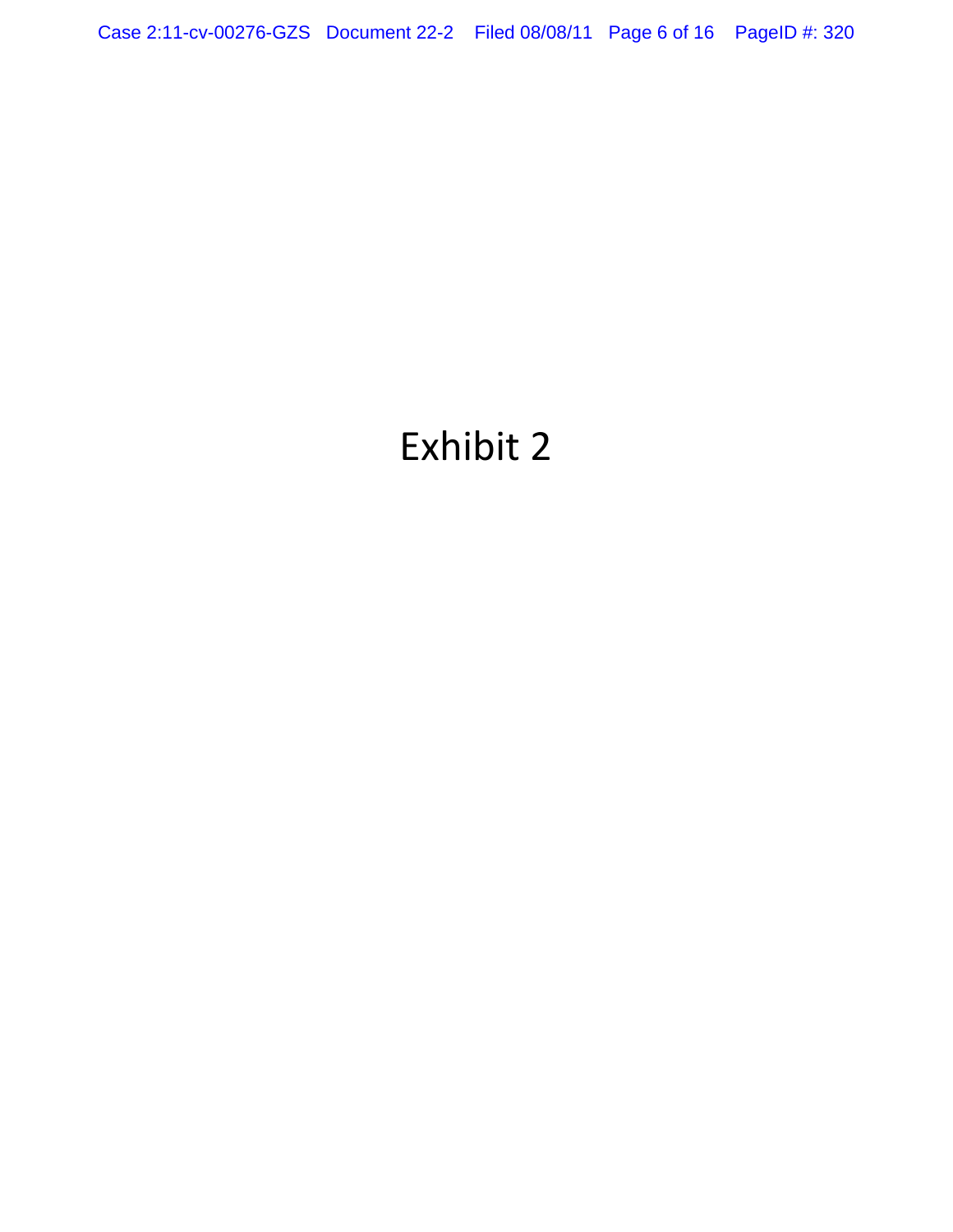# Exhibit 2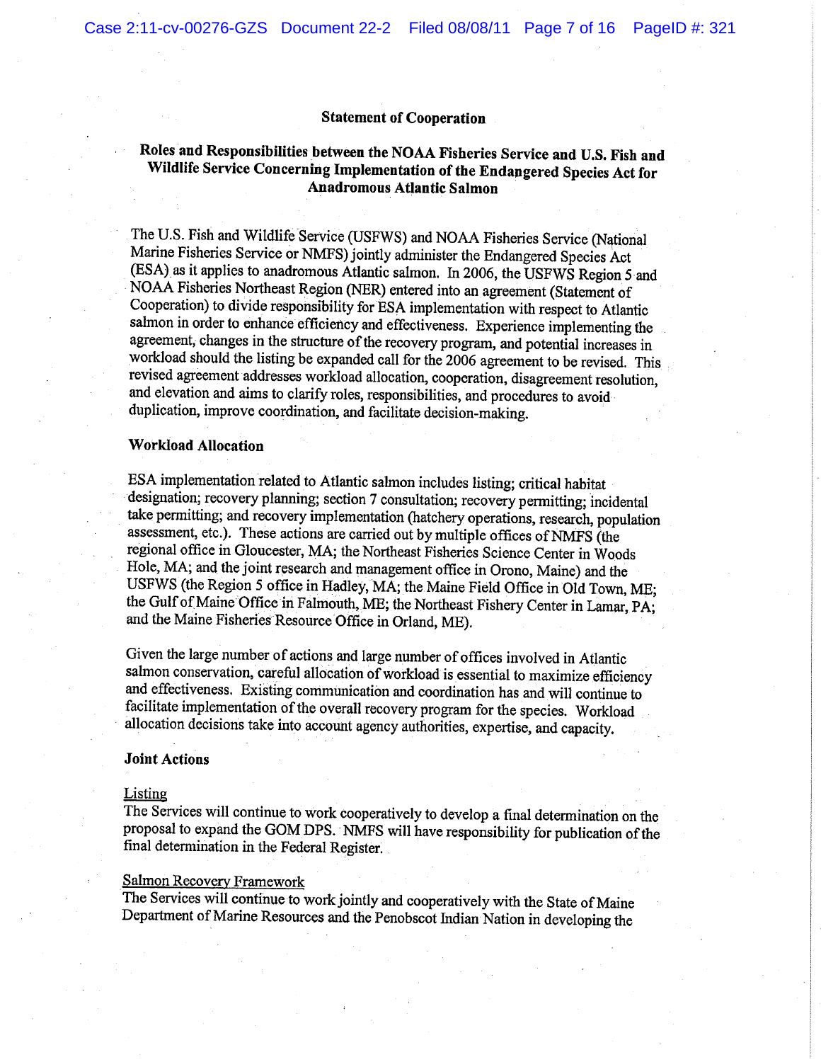## Statement of Cooperation

### Roles and Responsibilities between the NOAA Fisheries Service and U.S. Fish and Wildlife Service Concerning Implementation of the Endangered Species Act for Anadromous Atlantic Salmon

The U.S. Fish and Wildlife Service (USFWS) and NOAA Fisheries Service (National Marine Fisheries Service or NMFS) jointly administer the Endangered Species Act (ESA) as it applies to anadromous Atlantic salmon. In 2006, the USFWS Region 5 and NOAA Fisheries Northeast Region (NER) entered into an agreement (Statement of Cooperation) to divide responsibility for ESA implementation with respect to Atlantic salmon in order to enhance efficiency and effectiveness. Experience implementing the agreement, changes in the structure of the recovery program, and potential increases in workload should the listing be expanded call for the 2006 agreement to be revised. This revised agreement addresses workload allocation, cooperation, disagreement resolution, and elevation and aims to clarify roles, responsibilities, and procedures to avoid duplication, improve coordination, and facilitate decision-making.

### Workload Allocation

ESA implementation related to Atlantic salmon includes listing; critical habitat designation; recovery planning; section 7 consultation; recovery permitting; incidental take permitting; and recovery implementation (hatchery operations, research, population assessment, etc.). These actions are carried out by multiple offices of NMFS (the regional office in Gloucester, MA; the Northeast Fisheries Science Center in Woods Hole, MA; and the joint research and management office in Orono, Maine) and the USFWS (the Region 5 office in Hadley, MA; the Maine Field Office in Old Town, ME; the Gulf of Maine Office in Falmouth, ME; the Northeast Fishery Center in Lamar, PA; and the Maine Fisheries Resource Office in Orland, ME).

Given the large number of actions and large number of offices involved in Atlantic salmon conservation, careful allocation of workload is essential to maximize efficiency and effectiveness. Existing communication and coordination has and will continue to facilitate implementation of the overall recovery program for the species. Workload allocation decisions take into account agency authorities, expertise, and capacity.

### Joint Actions

<u>Listing</u>
The Services will continue to work cooperatively to develop a final determination on the proposal to expand the GOM DPS. NMFS will have responsibility for publication of the final determination in the Federal Register.

<u>Salmon Recovery Framework</u>
The Services will continue to work jointly and cooperatively with the State of Maine Department of Marine Resources and the Penobscot Indian Nation in developing the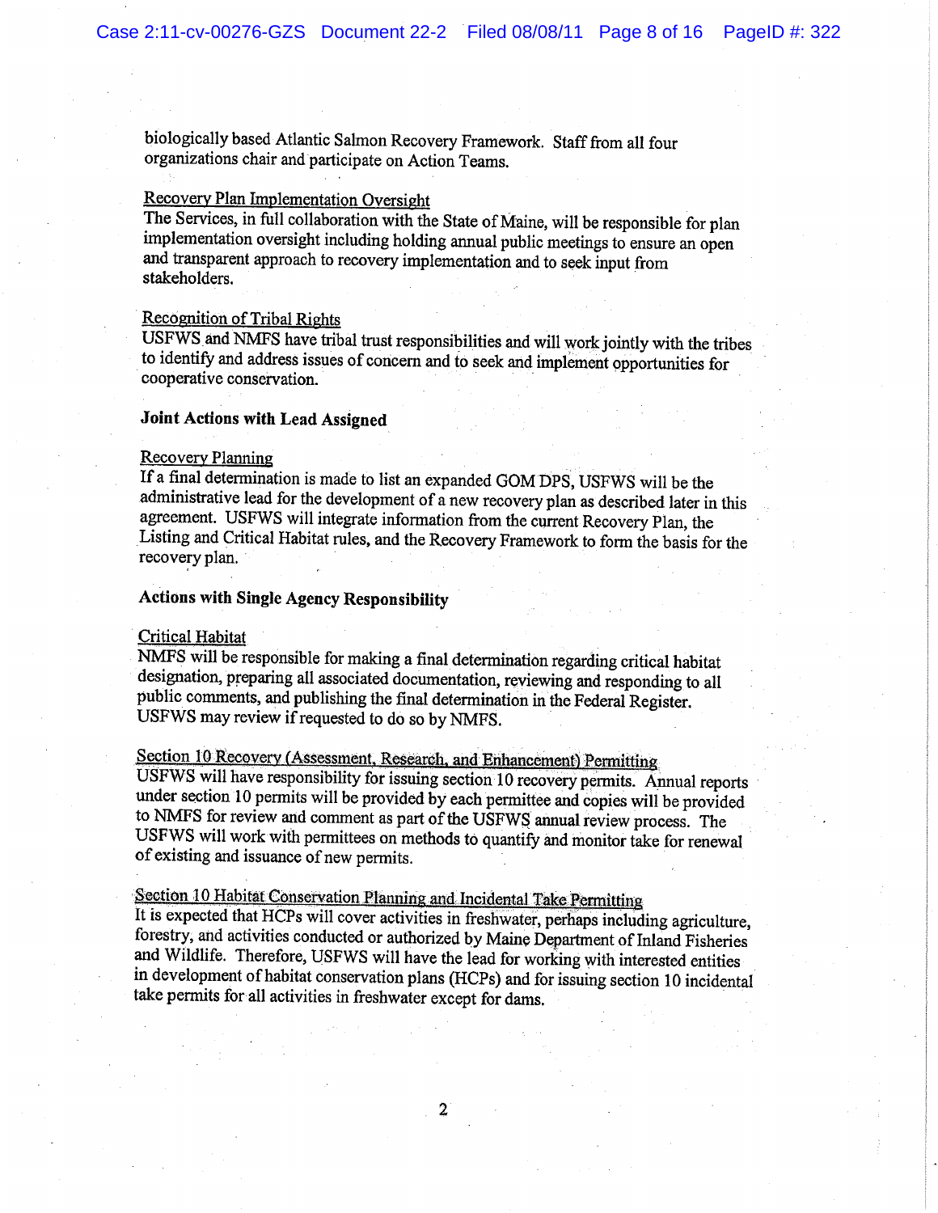biologically based Atlantic Salmon Recovery Framework. Staff from all four organizations chair and participate on Action Teams.

Recovery Plan Implementation Oversight

The Services, in full collaboration with the State of Maine, will be responsible for plan implementation oversight including holding annual public meetings to ensure an open and transparent approach to recovery implementation and to seek input from stakeholders.

Recognition of Tribal Rights

USFWS and NMFS have tribal trust responsibilities and will work jointly with the tribes to identify and address issues of concern and to seek and implement opportunities for cooperative conservation.

**Joint Actions with Lead Assigned**

Recovery Planning

If a final determination is made to list an expanded GOM DPS, USFWS will be the administrative lead for the development of a new recovery plan as described later in this agreement. USFWS will integrate information from the current Recovery Plan, the Listing and Critical Habitat rules, and the Recovery Framework to form the basis for the recovery plan.

**Actions with Single Agency Responsibility**

Critical Habitat

NMFS will be responsible for making a final determination regarding critical habitat designation, preparing all associated documentation, reviewing and responding to all public comments, and publishing the final determination in the Federal Register. USFWS may review if requested to do so by NMFS.

Section 10 Recovery (Assessment, Research, and Enhancement) Permitting

USFWS will have responsibility for issuing section 10 recovery permits. Annual reports under section 10 permits will be provided by each permittee and copies will be provided to NMFS for review and comment as part of the USFWS annual review process. The USFWS will work with permittees on methods to quantify and monitor take for renewal of existing and issuance of new permits.

Section 10 Habitat Conservation Planning and Incidental Take Permitting

It is expected that HCPs will cover activities in freshwater, perhaps including agriculture, forestry, and activities conducted or authorized by Maine Department of Inland Fisheries and Wildlife. Therefore, USFWS will have the lead for working with interested entities in development of habitat conservation plans (HCPs) and for issuing section 10 incidental take permits for all activities in freshwater except for dams.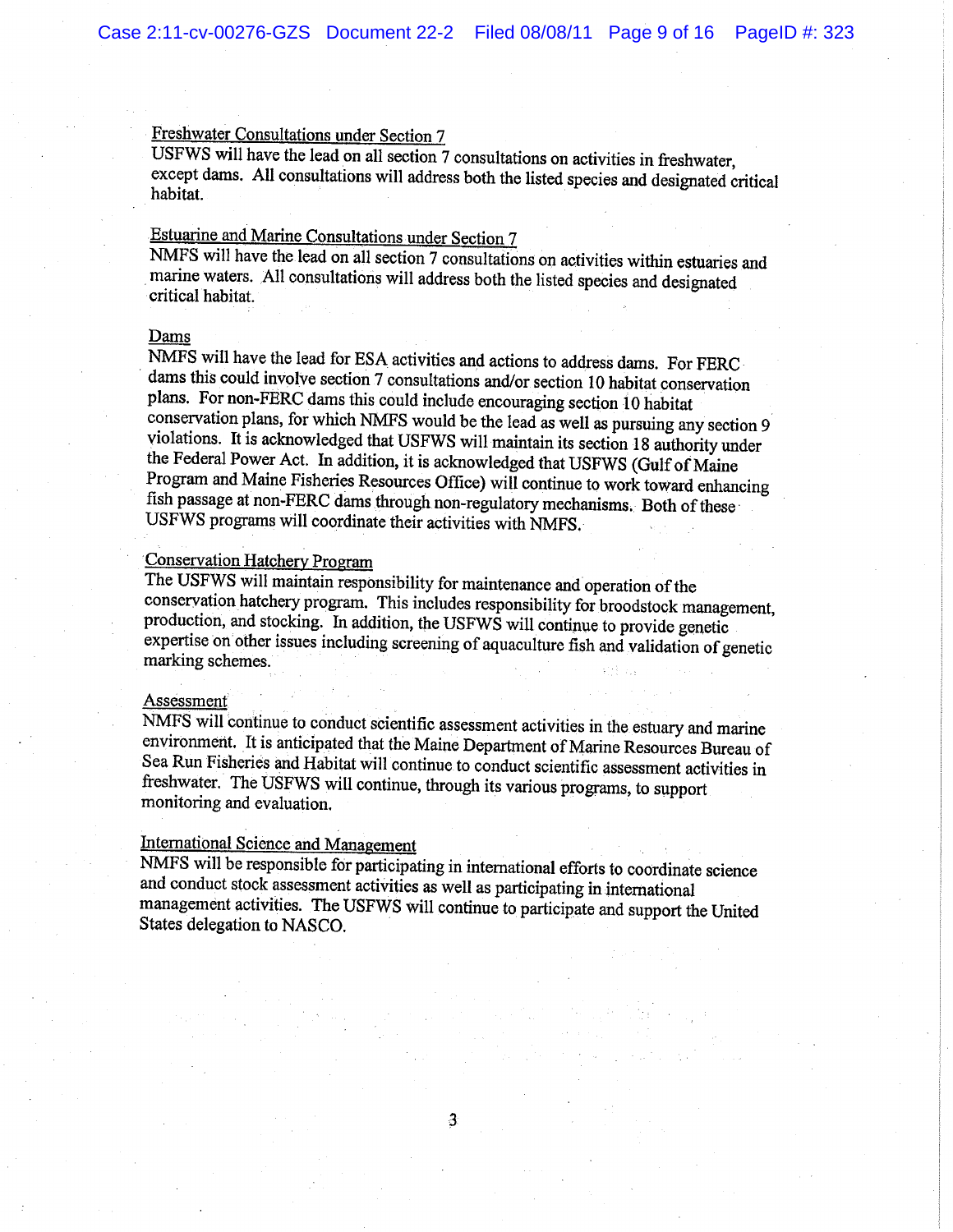Freshwater Consultations under Section 7

USFWS will have the lead on all section 7 consultations on activities in freshwater, except dams. All consultations will address both the listed species and designated critical habitat.

Estuarine and Marine Consultations under Section 7

NMFS will have the lead on all section 7 consultations on activities within estuaries and marine waters. All consultations will address both the listed species and designated critical habitat.

Dams

NMFS will have the lead for ESA activities and actions to address dams. For FERC dams this could involve section 7 consultations and/or section 10 habitat conservation plans. For non-FERC dams this could include encouraging section 10 habitat conservation plans, for which NMFS would be the lead as well as pursuing any section 9 violations. It is acknowledged that USFWS will maintain its section 18 authority under the Federal Power Act. In addition, it is acknowledged that USFWS (Gulf of Maine Program and Maine Fisheries Resources Office) will continue to work toward enhancing fish passage at non-FERC dams through non-regulatory mechanisms. Both of these USFWS programs will coordinate their activities with NMFS.

Conservation Hatchery Program

The USFWS will maintain responsibility for maintenance and operation of the conservation hatchery program. This includes responsibility for broodstock management, production, and stocking. In addition, the USFWS will continue to provide genetic expertise on other issues including screening of aquaculture fish and validation of genetic marking schemes.

Assessment

NMFS will continue to conduct scientific assessment activities in the estuary and marine environment. It is anticipated that the Maine Department of Marine Resources Bureau of Sea Run Fisheries and Habitat will continue to conduct scientific assessment activities in freshwater. The USFWS will continue, through its various programs, to support monitoring and evaluation.

International Science and Management

NMFS will be responsible for participating in international efforts to coordinate science and conduct stock assessment activities as well as participating in international management activities. The USFWS will continue to participate and support the United States delegation to NASCO.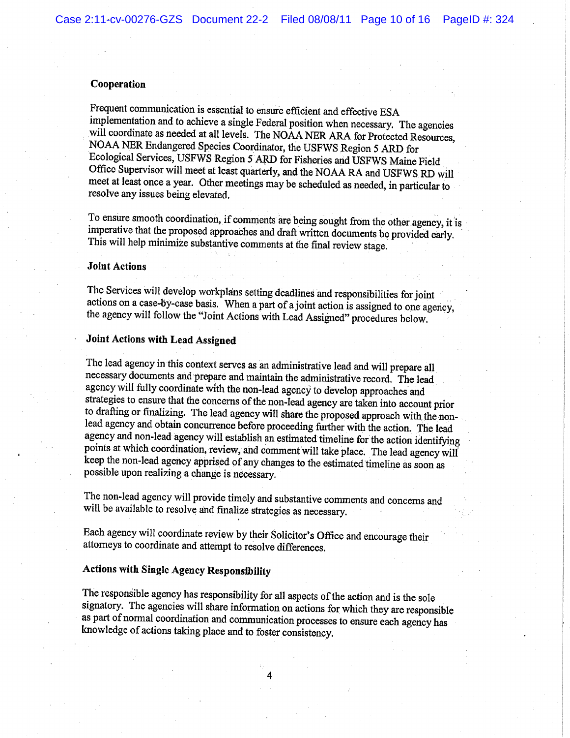### Cooperation

Frequent communication is essential to ensure efficient and effective ESA implementation and to achieve a single Federal position when necessary. The agencies will coordinate as needed at all levels. The NOAA NER ARA for Protected Resources, NOAA NER Endangered Species Coordinator, the USFWS Region 5 ARD for Ecological Services, USFWS Region 5 ARD for Fisheries and USFWS Maine Field Office Supervisor will meet at least quarterly, and the NOAA RA and USFWS RD will meet at least once a year. Other meetings may be scheduled as needed, in particular to resolve any issues being elevated.

To ensure smooth coordination, if comments are being sought from the other agency, it is imperative that the proposed approaches and draft written documents be provided early. This will help minimize substantive comments at the final review stage.

### Joint Actions

The Services will develop workplans setting deadlines and responsibilities for joint actions on a case-by-case basis. When a part of a joint action is assigned to one agency, the agency will follow the "Joint Actions with Lead Assigned" procedures below.

### Joint Actions with Lead Assigned

The lead agency in this context serves as an administrative lead and will prepare all necessary documents and prepare and maintain the administrative record. The lead agency will fully coordinate with the non-lead agency to develop approaches and strategies to ensure that the concerns of the non-lead agency are taken into account prior to drafting or finalizing. The lead agency will share the proposed approach with the non-lead agency and obtain concurrence before proceeding further with the action. The lead agency and non-lead agency will establish an estimated timeline for the action identifying points at which coordination, review, and comment will take place. The lead agency will keep the non-lead agency apprised of any changes to the estimated timeline as soon as possible upon realizing a change is necessary.

The non-lead agency will provide timely and substantive comments and concerns and will be available to resolve and finalize strategies as necessary.

Each agency will coordinate review by their Solicitor's Office and encourage their attorneys to coordinate and attempt to resolve differences.

### Actions with Single Agency Responsibility

The responsible agency has responsibility for all aspects of the action and is the sole signatory. The agencies will share information on actions for which they are responsible as part of normal coordination and communication processes to ensure each agency has knowledge of actions taking place and to foster consistency.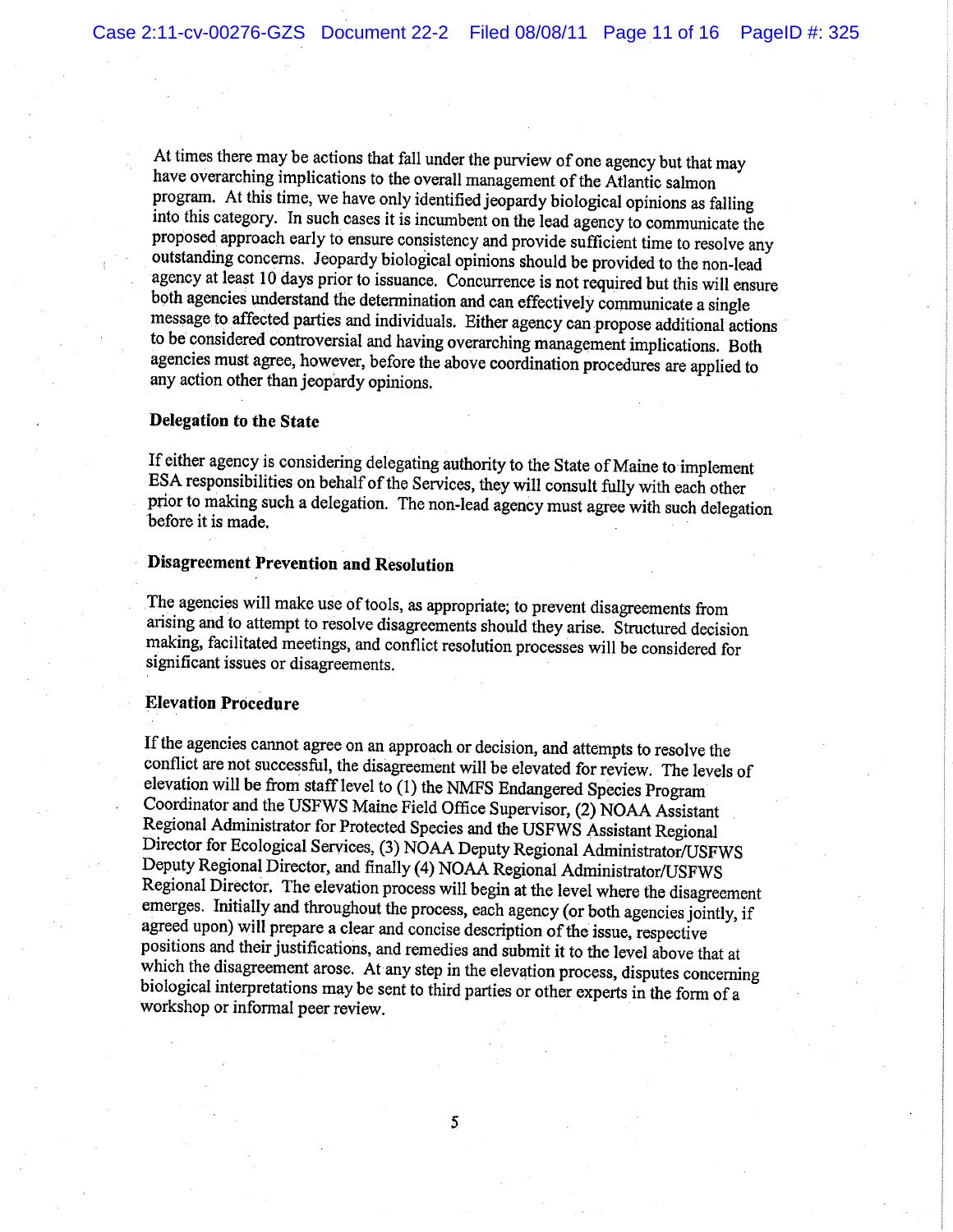At times there may be actions that fall under the purview of one agency but that may have overarching implications to the overall management of the Atlantic salmon program. At this time, we have only identified jeopardy biological opinions as falling into this category. In such cases it is incumbent on the lead agency to communicate the proposed approach early to ensure consistency and provide sufficient time to resolve any outstanding concerns. Jeopardy biological opinions should be provided to the non-lead agency at least 10 days prior to issuance. Concurrence is not required but this will ensure both agencies understand the determination and can effectively communicate a single message to affected parties and individuals. Either agency can propose additional actions to be considered controversial and having overarching management implications. Both agencies must agree, however, before the above coordination procedures are applied to any action other than jeopardy opinions.

**Delegation to the State**

If either agency is considering delegating authority to the State of Maine to implement ESA responsibilities on behalf of the Services, they will consult fully with each other prior to making such a delegation. The non-lead agency must agree with such delegation before it is made.

**Disagreement Prevention and Resolution**

The agencies will make use of tools, as appropriate; to prevent disagreements from arising and to attempt to resolve disagreements should they arise. Structured decision making, facilitated meetings, and conflict resolution processes will be considered for significant issues or disagreements.

**Elevation Procedure**

If the agencies cannot agree on an approach or decision, and attempts to resolve the conflict are not successful, the disagreement will be elevated for review. The levels of elevation will be from staff level to (1) the NMFS Endangered Species Program Coordinator and the USFWS Maine Field Office Supervisor, (2) NOAA Assistant Regional Administrator for Protected Species and the USFWS Assistant Regional Director for Ecological Services, (3) NOAA Deputy Regional Administrator/USFWS Deputy Regional Director, and finally (4) NOAA Regional Administrator/USFWS Regional Director. The elevation process will begin at the level where the disagreement emerges. Initially and throughout the process, each agency (or both agencies jointly, if agreed upon) will prepare a clear and concise description of the issue, respective positions and their justifications, and remedies and submit it to the level above that at which the disagreement arose. At any step in the elevation process, disputes concerning biological interpretations may be sent to third parties or other experts in the form of a workshop or informal peer review.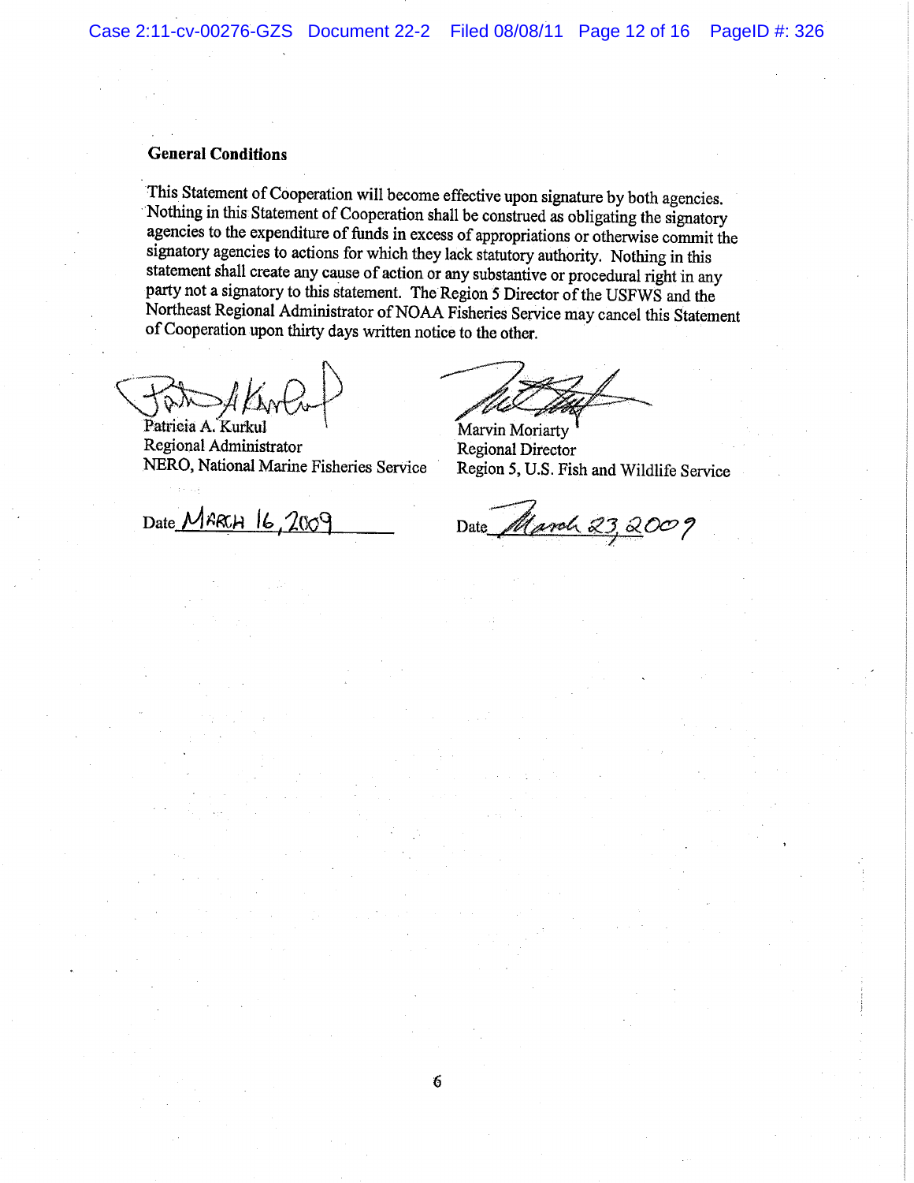## General Conditions

This Statement of Cooperation will become effective upon signature by both agencies. Nothing in this Statement of Cooperation shall be construed as obligating the signatory agencies to the expenditure of funds in excess of appropriations or otherwise commit the signatory agencies to actions for which they lack statutory authority. Nothing in this statement shall create any cause of action or any substantive or procedural right in any party not a signatory to this statement. The Region 5 Director of the USFWS and the Northeast Regional Administrator of NOAA Fisheries Service may cancel this Statement of Cooperation upon thirty days written notice to the other.

Patricia A. Kurkul
Regional Administrator
NERO, National Marine Fisheries Service

Date MARCH 16, 2009

Marvin Moriarty
Regional Director
Region 5, U.S. Fish and Wildlife Service

Date March 23, 2009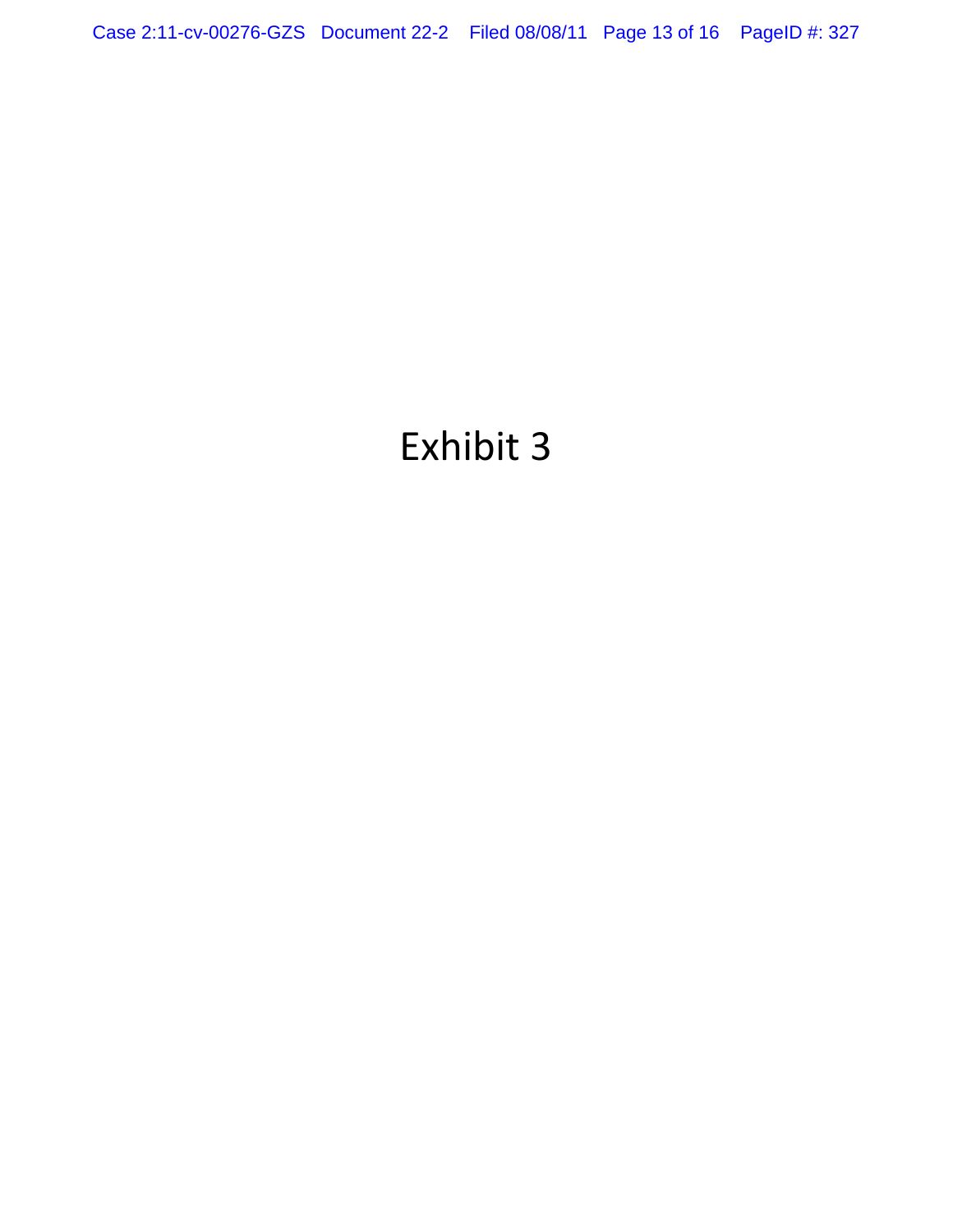# Exhibit 3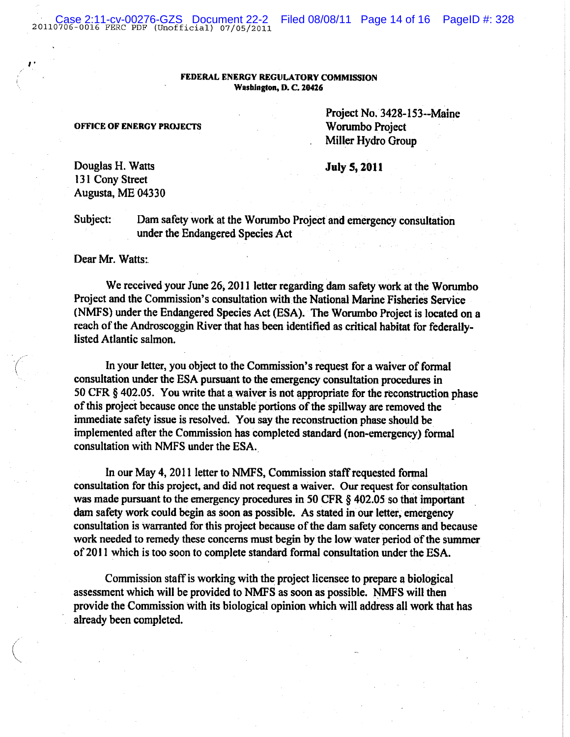**FEDERAL ENERGY REGULATORY COMMISSION**
**Washington, D. C. 20426**

**OFFICE OF ENERGY PROJECTS**

Project No. 3428-153--Maine
Worumbo Project
Miller Hydro Group

Douglas H. Watts
131 Cony Street
Augusta, ME 04330

**July 5, 2011**

Subject: Dam safety work at the Worumbo Project and emergency consultation under the Endangered Species Act

Dear Mr. Watts:

We received your June 26, 2011 letter regarding dam safety work at the Worumbo Project and the Commission's consultation with the National Marine Fisheries Service (NMFS) under the Endangered Species Act (ESA). The Worumbo Project is located on a reach of the Androscoggin River that has been identified as critical habitat for federally-listed Atlantic salmon.

In your letter, you object to the Commission's request for a waiver of formal consultation under the ESA pursuant to the emergency consultation procedures in 50 CFR § 402.05. You write that a waiver is not appropriate for the reconstruction phase of this project because once the unstable portions of the spillway are removed the immediate safety issue is resolved. You say the reconstruction phase should be implemented after the Commission has completed standard (non-emergency) formal consultation with NMFS under the ESA.

In our May 4, 2011 letter to NMFS, Commission staff requested formal consultation for this project, and did not request a waiver. Our request for consultation was made pursuant to the emergency procedures in 50 CFR § 402.05 so that important dam safety work could begin as soon as possible. As stated in our letter, emergency consultation is warranted for this project because of the dam safety concerns and because work needed to remedy these concerns must begin by the low water period of the summer of 2011 which is too soon to complete standard formal consultation under the ESA.

Commission staff is working with the project licensee to prepare a biological assessment which will be provided to NMFS as soon as possible. NMFS will then provide the Commission with its biological opinion which will address all work that has already been completed.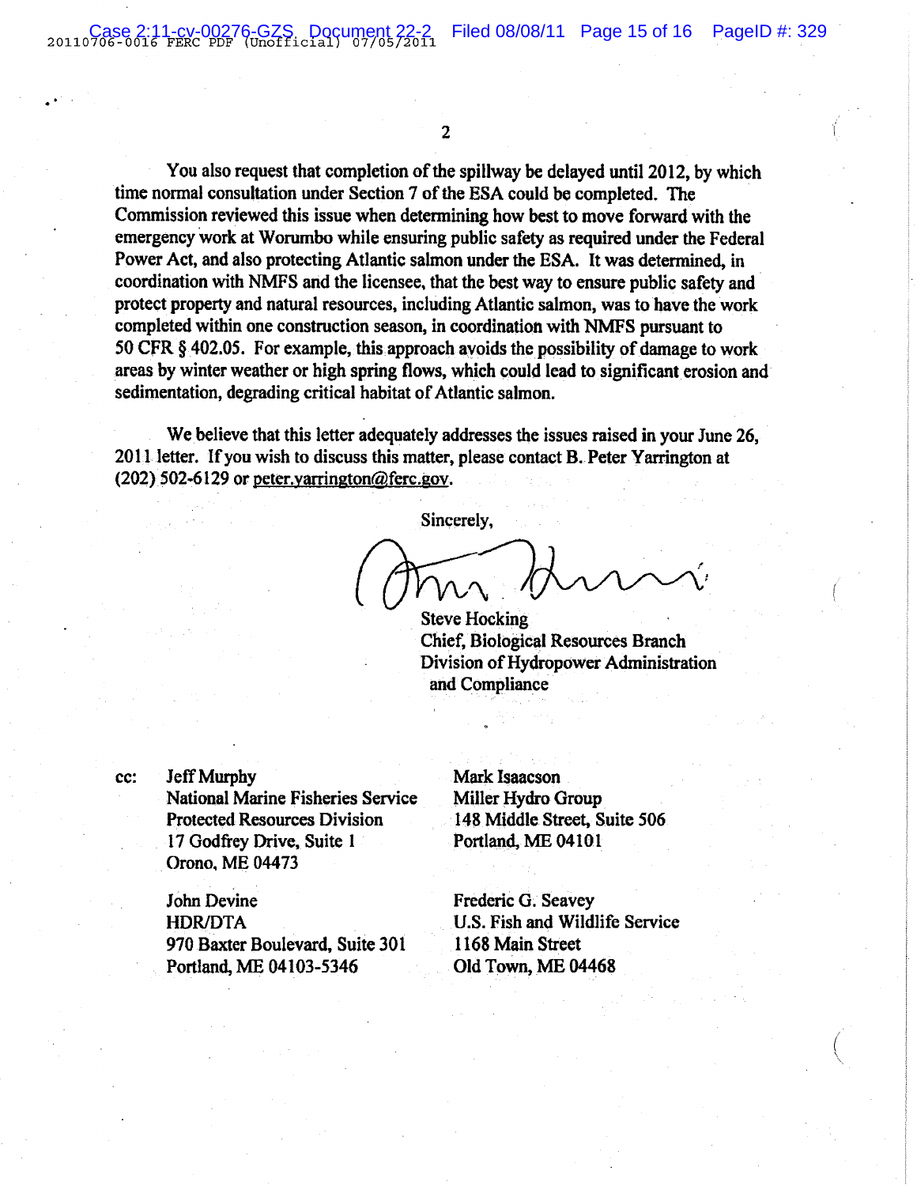You also request that completion of the spillway be delayed until 2012, by which time normal consultation under Section 7 of the ESA could be completed. The Commission reviewed this issue when determining how best to move forward with the emergency work at Worumbo while ensuring public safety as required under the Federal Power Act, and also protecting Atlantic salmon under the ESA. It was determined, in coordination with NMFS and the licensee, that the best way to ensure public safety and protect property and natural resources, including Atlantic salmon, was to have the work completed within one construction season, in coordination with NMFS pursuant to 50 CFR § 402.05. For example, this approach avoids the possibility of damage to work areas by winter weather or high spring flows, which could lead to significant erosion and sedimentation, degrading critical habitat of Atlantic salmon.

We believe that this letter adequately addresses the issues raised in your June 26, 2011 letter. If you wish to discuss this matter, please contact B. Peter Yarrington at (202) 502-6129 or peter.yarrington@ferc.gov.

Sincerely,

Steve Hocking
Chief, Biological Resources Branch
Division of Hydropower Administration
and Compliance

cc:

Jeff Murphy
National Marine Fisheries Service
Protected Resources Division
17 Godfrey Drive, Suite 1
Orono, ME 04473

Mark Isaacson
Miller Hydro Group
148 Middle Street, Suite 506
Portland, ME 04101

John Devine
HDR/DTA
970 Baxter Boulevard, Suite 301
Portland, ME 04103-5346

Frederic G. Seavey
U.S. Fish and Wildlife Service
1168 Main Street
Old Town, ME 04468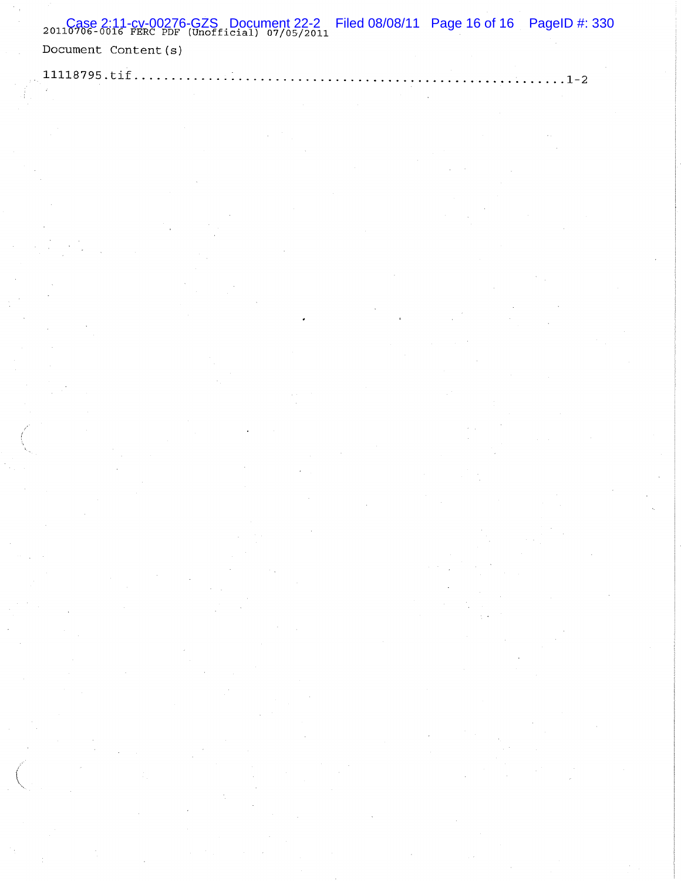Document Content(s)

11118795.tif.......................................................1-2